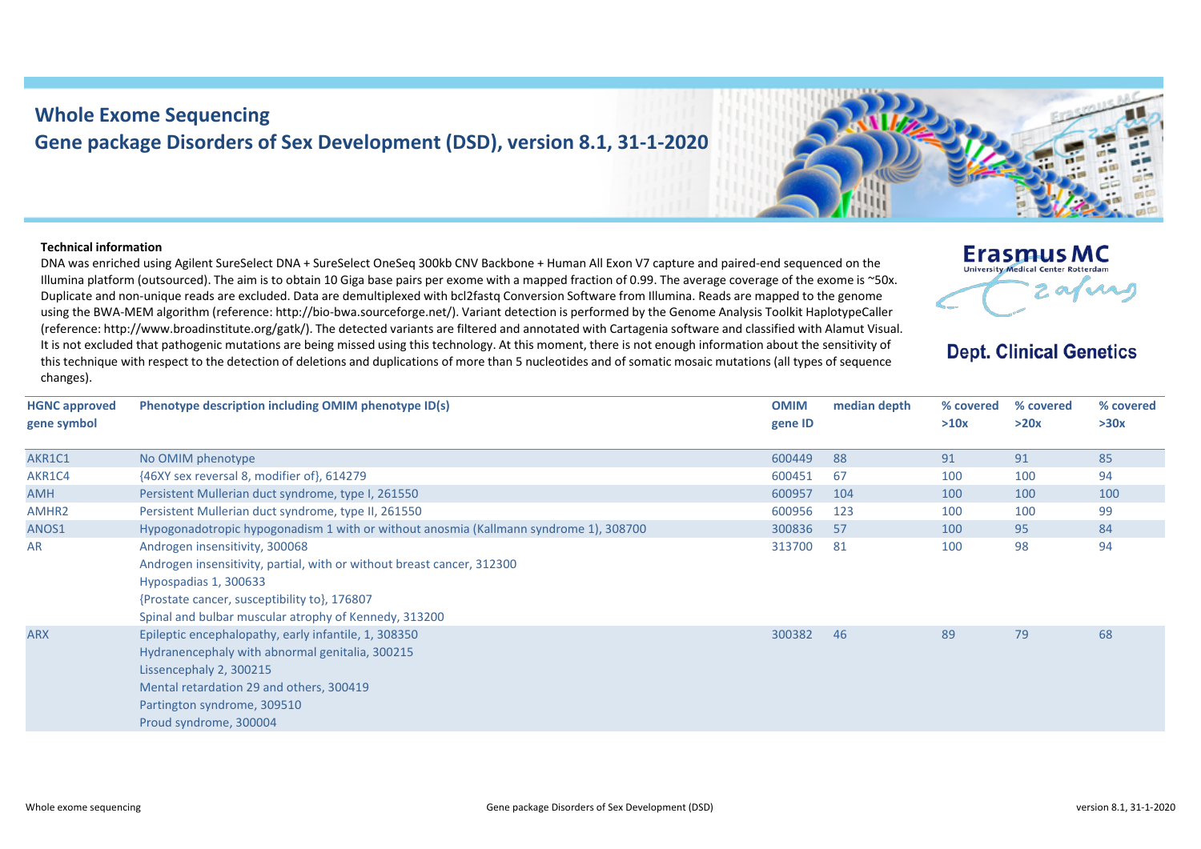# Whole Exome Sequencing

## Gene package Disorders of Sex Development (DSD), version 8.1, 31-1-2020

Erasmus MC
University Medical Center Rotterdam

**Dept. Clinical Genetics**

**Technical information**

DNA was enriched using Agilent SureSelect DNA + SureSelect OneSeq 300kb CNV Backbone + Human All Exon V7 capture and paired-end sequenced on the Illumina platform (outsourced). The aim is to obtain 10 Giga base pairs per exome with a mapped fraction of 0.99. The average coverage of the exome is ~50x. Duplicate and non-unique reads are excluded. Data are demultiplexed with bcl2fastq Conversion Software from Illumina. Reads are mapped to the genome using the BWA-MEM algorithm (reference: http://bio-bwa.sourceforge.net/). Variant detection is performed by the Genome Analysis Toolkit HaplotypeCaller (reference: http://www.broadinstitute.org/gatk/). The detected variants are filtered and annotated with Cartagenia software and classified with Alamut Visual. It is not excluded that pathogenic mutations are being missed using this technology. At this moment, there is not enough information about the sensitivity of this technique with respect to the detection of deletions and duplications of more than 5 nucleotides and of somatic mosaic mutations (all types of sequence changes).

| HGNC approved gene symbol | Phenotype description including OMIM phenotype ID(s) | OMIM gene ID | median depth | % covered >10x | % covered >20x | % covered >30x |
|---|---|---|---|---|---|---|
| AKR1C1 | No OMIM phenotype | 600449 | 88 | 91 | 91 | 85 |
| AKR1C4 | {46XY sex reversal 8, modifier of}, 614279 | 600451 | 67 | 100 | 100 | 94 |
| AMH | Persistent Mullerian duct syndrome, type I, 261550 | 600957 | 104 | 100 | 100 | 100 |
| AMHR2 | Persistent Mullerian duct syndrome, type II, 261550 | 600956 | 123 | 100 | 100 | 99 |
| ANOS1 | Hypogonadotropic hypogonadism 1 with or without anosmia (Kallmann syndrome 1), 308700 | 300836 | 57 | 100 | 95 | 84 |
| AR | Androgen insensitivity, 300068<br>Androgen insensitivity, partial, with or without breast cancer, 312300<br>Hypospadias 1, 300633<br>{Prostate cancer, susceptibility to}, 176807<br>Spinal and bulbar muscular atrophy of Kennedy, 313200 | 313700 | 81 | 100 | 98 | 94 |
| ARX | Epileptic encephalopathy, early infantile, 1, 308350<br>Hydranencephaly with abnormal genitalia, 300215<br>Lissencephaly 2, 300215<br>Mental retardation 29 and others, 300419<br>Partington syndrome, 309510<br>Proud syndrome, 300004 | 300382 | 46 | 89 | 79 | 68 |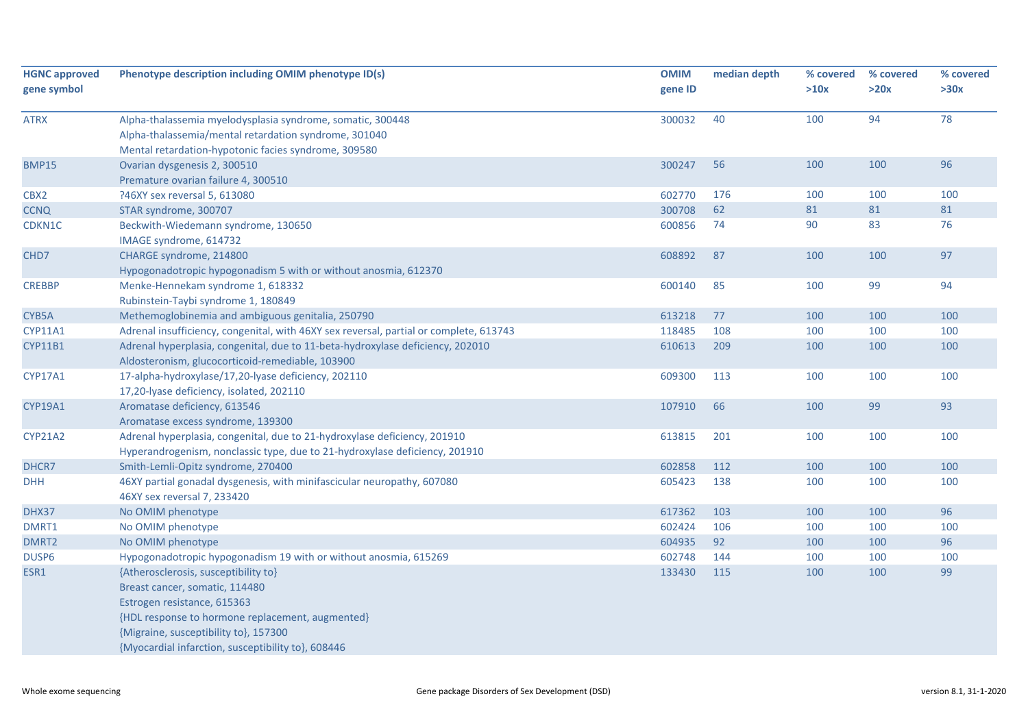| HGNC approved gene symbol | Phenotype description including OMIM phenotype ID(s) | OMIM gene ID | median depth | % covered >10x | % covered >20x | % covered >30x |
|---|---|---|---|---|---|---|
| ATRX | Alpha-thalassemia myelodysplasia syndrome, somatic, 300448<br>Alpha-thalassemia/mental retardation syndrome, 301040<br>Mental retardation-hypotonic facies syndrome, 309580 | 300032 | 40 | 100 | 94 | 78 |
| BMP15 | Ovarian dysgenesis 2, 300510<br>Premature ovarian failure 4, 300510 | 300247 | 56 | 100 | 100 | 96 |
| CBX2 | ?46XY sex reversal 5, 613080 | 602770 | 176 | 100 | 100 | 100 |
| CCNQ | STAR syndrome, 300707 | 300708 | 62 | 81 | 81 | 81 |
| CDKN1C | Beckwith-Wiedemann syndrome, 130650<br>IMAGE syndrome, 614732 | 600856 | 74 | 90 | 83 | 76 |
| CHD7 | CHARGE syndrome, 214800<br>Hypogonadotropic hypogonadism 5 with or without anosmia, 612370 | 608892 | 87 | 100 | 100 | 97 |
| CREBBP | Menke-Hennekam syndrome 1, 618332<br>Rubinstein-Taybi syndrome 1, 180849 | 600140 | 85 | 100 | 99 | 94 |
| CYB5A | Methemoglobinemia and ambiguous genitalia, 250790 | 613218 | 77 | 100 | 100 | 100 |
| CYP11A1 | Adrenal insufficiency, congenital, with 46XY sex reversal, partial or complete, 613743 | 118485 | 108 | 100 | 100 | 100 |
| CYP11B1 | Adrenal hyperplasia, congenital, due to 11-beta-hydroxylase deficiency, 202010<br>Aldosteronism, glucocorticoid-remediable, 103900 | 610613 | 209 | 100 | 100 | 100 |
| CYP17A1 | 17-alpha-hydroxylase/17,20-lyase deficiency, 202110<br>17,20-lyase deficiency, isolated, 202110 | 609300 | 113 | 100 | 100 | 100 |
| CYP19A1 | Aromatase deficiency, 613546<br>Aromatase excess syndrome, 139300 | 107910 | 66 | 100 | 99 | 93 |
| CYP21A2 | Adrenal hyperplasia, congenital, due to 21-hydroxylase deficiency, 201910<br>Hyperandrogenism, nonclassic type, due to 21-hydroxylase deficiency, 201910 | 613815 | 201 | 100 | 100 | 100 |
| DHCR7 | Smith-Lemli-Opitz syndrome, 270400 | 602858 | 112 | 100 | 100 | 100 |
| DHH | 46XY partial gonadal dysgenesis, with minifascicular neuropathy, 607080<br>46XY sex reversal 7, 233420 | 605423 | 138 | 100 | 100 | 100 |
| DHX37 | No OMIM phenotype | 617362 | 103 | 100 | 100 | 96 |
| DMRT1 | No OMIM phenotype | 602424 | 106 | 100 | 100 | 100 |
| DMRT2 | No OMIM phenotype | 604935 | 92 | 100 | 100 | 96 |
| DUSP6 | Hypogonadotropic hypogonadism 19 with or without anosmia, 615269 | 602748 | 144 | 100 | 100 | 100 |
| ESR1 | {Atherosclerosis, susceptibility to}<br>Breast cancer, somatic, 114480<br>Estrogen resistance, 615363<br>{HDL response to hormone replacement, augmented}<br>{Migraine, susceptibility to}, 157300<br>{Myocardial infarction, susceptibility to}, 608446 | 133430 | 115 | 100 | 100 | 99 |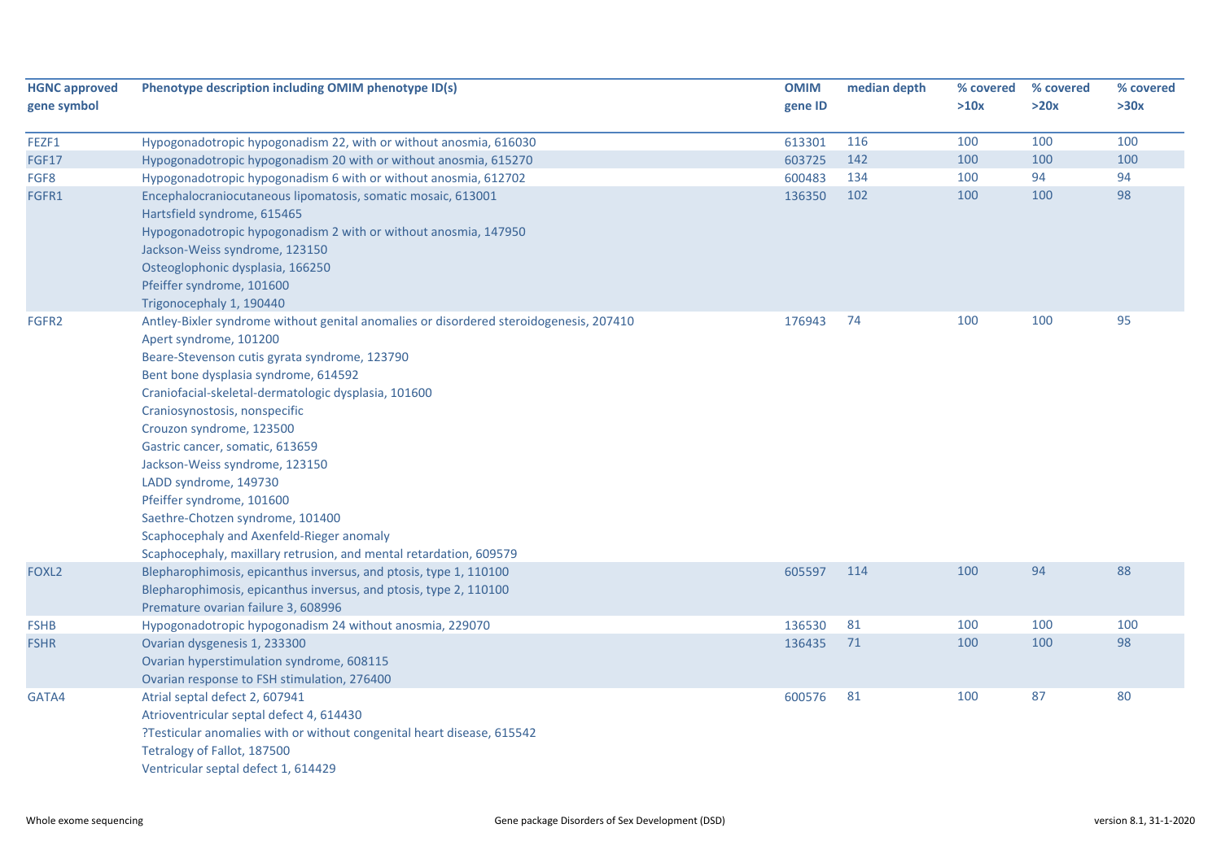| HGNC approved gene symbol | Phenotype description including OMIM phenotype ID(s) | OMIM gene ID | median depth | % covered >10x | % covered >20x | % covered >30x |
|---|---|---|---|---|---|---|
| FEZF1 | Hypogonadotropic hypogonadism 22, with or without anosmia, 616030 | 613301 | 116 | 100 | 100 | 100 |
| FGF17 | Hypogonadotropic hypogonadism 20 with or without anosmia, 615270 | 603725 | 142 | 100 | 100 | 100 |
| FGF8 | Hypogonadotropic hypogonadism 6 with or without anosmia, 612702 | 600483 | 134 | 100 | 94 | 94 |
| FGFR1 | Encephalocraniocutaneous lipomatosis, somatic mosaic, 613001<br>Hartsfield syndrome, 615465<br>Hypogonadotropic hypogonadism 2 with or without anosmia, 147950<br>Jackson-Weiss syndrome, 123150<br>Osteoglophonic dysplasia, 166250<br>Pfeiffer syndrome, 101600<br>Trigonocephaly 1, 190440 | 136350 | 102 | 100 | 100 | 98 |
| FGFR2 | Antley-Bixler syndrome without genital anomalies or disordered steroidogenesis, 207410<br>Apert syndrome, 101200<br>Beare-Stevenson cutis gyrata syndrome, 123790<br>Bent bone dysplasia syndrome, 614592<br>Craniofacial-skeletal-dermatologic dysplasia, 101600<br>Craniosynostosis, nonspecific<br>Crouzon syndrome, 123500<br>Gastric cancer, somatic, 613659<br>Jackson-Weiss syndrome, 123150<br>LADD syndrome, 149730<br>Pfeiffer syndrome, 101600<br>Saethre-Chotzen syndrome, 101400<br>Scaphocephaly and Axenfeld-Rieger anomaly<br>Scaphocephaly, maxillary retrusion, and mental retardation, 609579 | 176943 | 74 | 100 | 100 | 95 |
| FOXL2 | Blepharophimosis, epicanthus inversus, and ptosis, type 1, 110100<br>Blepharophimosis, epicanthus inversus, and ptosis, type 2, 110100<br>Premature ovarian failure 3, 608996 | 605597 | 114 | 100 | 94 | 88 |
| FSHB | Hypogonadotropic hypogonadism 24 without anosmia, 229070 | 136530 | 81 | 100 | 100 | 100 |
| FSHR | Ovarian dysgenesis 1, 233300<br>Ovarian hyperstimulation syndrome, 608115<br>Ovarian response to FSH stimulation, 276400 | 136435 | 71 | 100 | 100 | 98 |
| GATA4 | Atrial septal defect 2, 607941<br>Atrioventricular septal defect 4, 614430<br>?Testicular anomalies with or without congenital heart disease, 615542<br>Tetralogy of Fallot, 187500<br>Ventricular septal defect 1, 614429 | 600576 | 81 | 100 | 87 | 80 |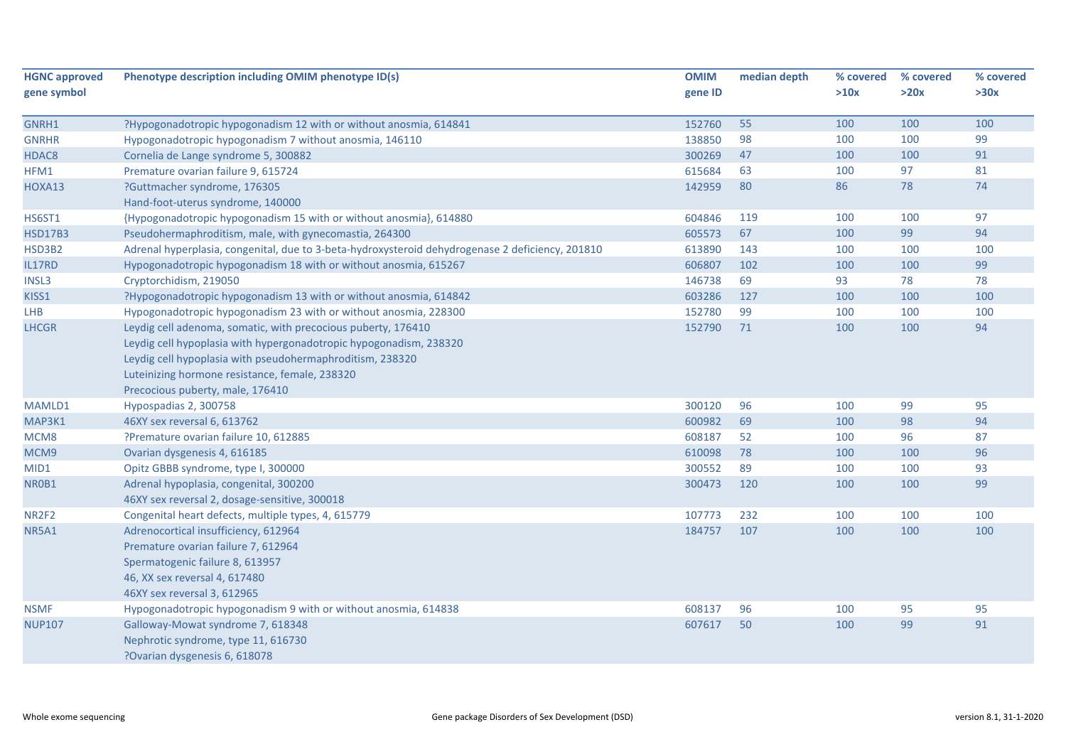| HGNC approved gene symbol | Phenotype description including OMIM phenotype ID(s) | OMIM gene ID | median depth | % covered >10x | % covered >20x | % covered >30x |
|---|---|---|---|---|---|---|
| GNRH1 | ?Hypogonadotropic hypogonadism 12 with or without anosmia, 614841 | 152760 | 55 | 100 | 100 | 100 |
| GNRHR | Hypogonadotropic hypogonadism 7 without anosmia, 146110 | 138850 | 98 | 100 | 100 | 99 |
| HDAC8 | Cornelia de Lange syndrome 5, 300882 | 300269 | 47 | 100 | 100 | 91 |
| HFM1 | Premature ovarian failure 9, 615724 | 615684 | 63 | 100 | 97 | 81 |
| HOXA13 | ?Guttmacher syndrome, 176305<br>Hand-foot-uterus syndrome, 140000 | 142959 | 80 | 86 | 78 | 74 |
| HS6ST1 | {Hypogonadotropic hypogonadism 15 with or without anosmia}, 614880 | 604846 | 119 | 100 | 100 | 97 |
| HSD17B3 | Pseudohermaphroditism, male, with gynecomastia, 264300 | 605573 | 67 | 100 | 99 | 94 |
| HSD3B2 | Adrenal hyperplasia, congenital, due to 3-beta-hydroxysteroid dehydrogenase 2 deficiency, 201810 | 613890 | 143 | 100 | 100 | 100 |
| IL17RD | Hypogonadotropic hypogonadism 18 with or without anosmia, 615267 | 606807 | 102 | 100 | 100 | 99 |
| INSL3 | Cryptorchidism, 219050 | 146738 | 69 | 93 | 78 | 78 |
| KISS1 | ?Hypogonadotropic hypogonadism 13 with or without anosmia, 614842 | 603286 | 127 | 100 | 100 | 100 |
| LHB | Hypogonadotropic hypogonadism 23 with or without anosmia, 228300 | 152780 | 99 | 100 | 100 | 100 |
| LHCGR | Leydig cell adenoma, somatic, with precocious puberty, 176410<br>Leydig cell hypoplasia with hypergonadotropic hypogonadism, 238320<br>Leydig cell hypoplasia with pseudohermaphroditism, 238320<br>Luteinizing hormone resistance, female, 238320<br>Precocious puberty, male, 176410 | 152790 | 71 | 100 | 100 | 94 |
| MAMLD1 | Hypospadias 2, 300758 | 300120 | 96 | 100 | 99 | 95 |
| MAP3K1 | 46XY sex reversal 6, 613762 | 600982 | 69 | 100 | 98 | 94 |
| MCM8 | ?Premature ovarian failure 10, 612885 | 608187 | 52 | 100 | 96 | 87 |
| MCM9 | Ovarian dysgenesis 4, 616185 | 610098 | 78 | 100 | 100 | 96 |
| MID1 | Opitz GBBB syndrome, type I, 300000 | 300552 | 89 | 100 | 100 | 93 |
| NR0B1 | Adrenal hypoplasia, congenital, 300200<br>46XY sex reversal 2, dosage-sensitive, 300018 | 300473 | 120 | 100 | 100 | 99 |
| NR2F2 | Congenital heart defects, multiple types, 4, 615779 | 107773 | 232 | 100 | 100 | 100 |
| NR5A1 | Adrenocortical insufficiency, 612964<br>Premature ovarian failure 7, 612964<br>Spermatogenic failure 8, 613957<br>46, XX sex reversal 4, 617480<br>46XY sex reversal 3, 612965 | 184757 | 107 | 100 | 100 | 100 |
| NSMF | Hypogonadotropic hypogonadism 9 with or without anosmia, 614838 | 608137 | 96 | 100 | 95 | 95 |
| NUP107 | Galloway-Mowat syndrome 7, 618348<br>Nephrotic syndrome, type 11, 616730<br>?Ovarian dysgenesis 6, 618078 | 607617 | 50 | 100 | 99 | 91 |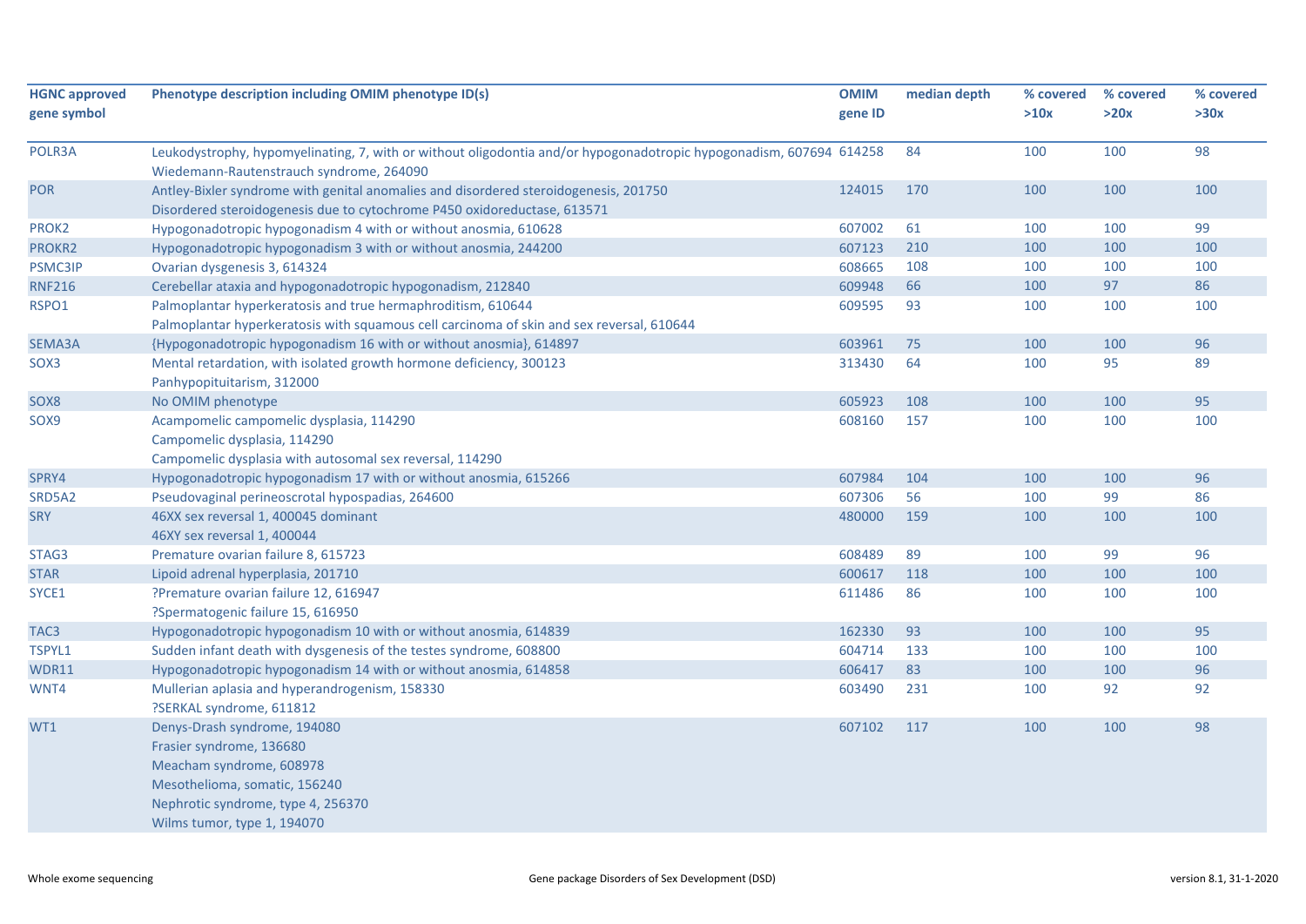| HGNC approved gene symbol | Phenotype description including OMIM phenotype ID(s) | OMIM gene ID | median depth | % covered >10x | % covered >20x | % covered >30x |
|---|---|---|---|---|---|---|
| POLR3A | Leukodystrophy, hypomyelinating, 7, with or without oligodontia and/or hypogonadotropic hypogonadism, 607694<br>Wiedemann-Rautenstrauch syndrome, 264090 | 614258 | 84 | 100 | 100 | 98 |
| POR | Antley-Bixler syndrome with genital anomalies and disordered steroidogenesis, 201750<br>Disordered steroidogenesis due to cytochrome P450 oxidoreductase, 613571 | 124015 | 170 | 100 | 100 | 100 |
| PROK2 | Hypogonadotropic hypogonadism 4 with or without anosmia, 610628 | 607002 | 61 | 100 | 100 | 99 |
| PROKR2 | Hypogonadotropic hypogonadism 3 with or without anosmia, 244200 | 607123 | 210 | 100 | 100 | 100 |
| PSMC3IP | Ovarian dysgenesis 3, 614324 | 608665 | 108 | 100 | 100 | 100 |
| RNF216 | Cerebellar ataxia and hypogonadotropic hypogonadism, 212840 | 609948 | 66 | 100 | 97 | 86 |
| RSPO1 | Palmoplantar hyperkeratosis and true hermaphroditism, 610644<br>Palmoplantar hyperkeratosis with squamous cell carcinoma of skin and sex reversal, 610644 | 609595 | 93 | 100 | 100 | 100 |
| SEMA3A | {Hypogonadotropic hypogonadism 16 with or without anosmia}, 614897 | 603961 | 75 | 100 | 100 | 96 |
| SOX3 | Mental retardation, with isolated growth hormone deficiency, 300123<br>Panhypopituitarism, 312000 | 313430 | 64 | 100 | 95 | 89 |
| SOX8 | No OMIM phenotype | 605923 | 108 | 100 | 100 | 95 |
| SOX9 | Acampomelic campomelic dysplasia, 114290<br>Campomelic dysplasia, 114290<br>Campomelic dysplasia with autosomal sex reversal, 114290 | 608160 | 157 | 100 | 100 | 100 |
| SPRY4 | Hypogonadotropic hypogonadism 17 with or without anosmia, 615266 | 607984 | 104 | 100 | 100 | 96 |
| SRD5A2 | Pseudovaginal perineoscrotal hypospadias, 264600 | 607306 | 56 | 100 | 99 | 86 |
| SRY | 46XX sex reversal 1, 400045 dominant<br>46XY sex reversal 1, 400044 | 480000 | 159 | 100 | 100 | 100 |
| STAG3 | Premature ovarian failure 8, 615723 | 608489 | 89 | 100 | 99 | 96 |
| STAR | Lipoid adrenal hyperplasia, 201710 | 600617 | 118 | 100 | 100 | 100 |
| SYCE1 | ?Premature ovarian failure 12, 616947<br>?Spermatogenic failure 15, 616950 | 611486 | 86 | 100 | 100 | 100 |
| TAC3 | Hypogonadotropic hypogonadism 10 with or without anosmia, 614839 | 162330 | 93 | 100 | 100 | 95 |
| TSPYL1 | Sudden infant death with dysgenesis of the testes syndrome, 608800 | 604714 | 133 | 100 | 100 | 100 |
| WDR11 | Hypogonadotropic hypogonadism 14 with or without anosmia, 614858 | 606417 | 83 | 100 | 100 | 96 |
| WNT4 | Mullerian aplasia and hyperandrogenism, 158330<br>?SERKAL syndrome, 611812 | 603490 | 231 | 100 | 92 | 92 |
| WT1 | Denys-Drash syndrome, 194080<br>Frasier syndrome, 136680<br>Meacham syndrome, 608978<br>Mesothelioma, somatic, 156240<br>Nephrotic syndrome, type 4, 256370<br>Wilms tumor, type 1, 194070 | 607102 | 117 | 100 | 100 | 98 |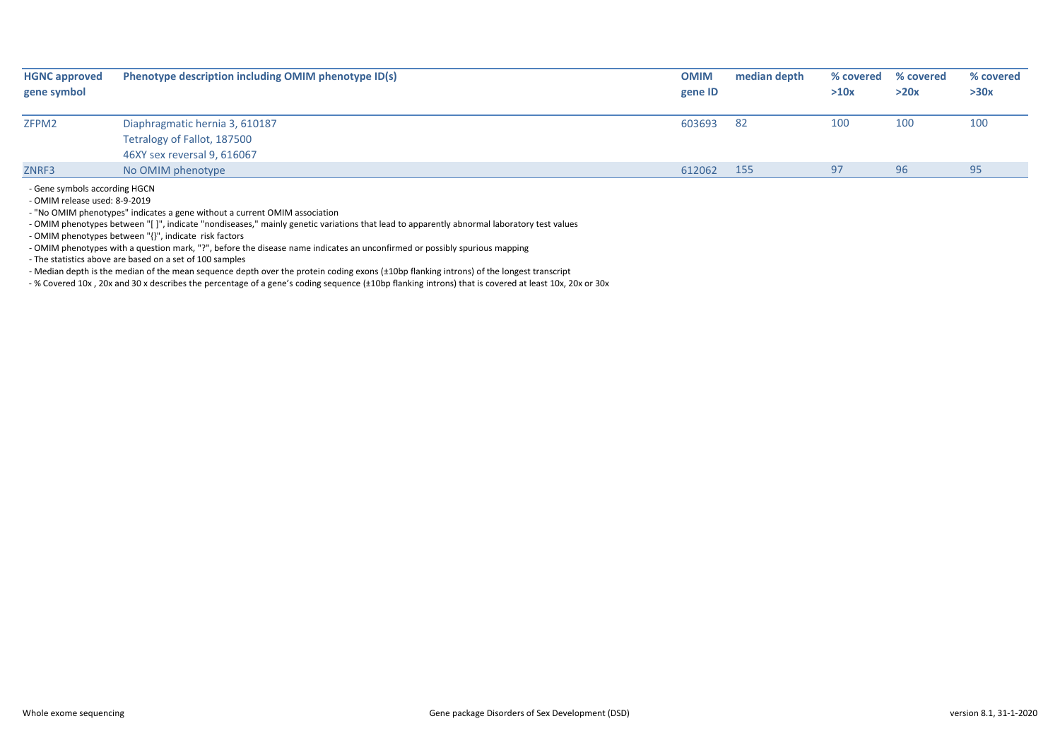| HGNC approved gene symbol | Phenotype description including OMIM phenotype ID(s) | OMIM gene ID | median depth | % covered >10x | % covered >20x | % covered >30x |
|---|---|---|---|---|---|---|
| ZFPM2 | Diaphragmatic hernia 3, 610187<br>Tetralogy of Fallot, 187500<br>46XY sex reversal 9, 616067 | 603693 | 82 | 100 | 100 | 100 |
| ZNRF3 | No OMIM phenotype | 612062 | 155 | 97 | 96 | 95 |

- Gene symbols according HGCN
- OMIM release used: 8-9-2019
- "No OMIM phenotypes" indicates a gene without a current OMIM association
- OMIM phenotypes between "[ ]", indicate "nondiseases," mainly genetic variations that lead to apparently abnormal laboratory test values
- OMIM phenotypes between "{}", indicate risk factors
- OMIM phenotypes with a question mark, "?", before the disease name indicates an unconfirmed or possibly spurious mapping
- The statistics above are based on a set of 100 samples
- Median depth is the median of the mean sequence depth over the protein coding exons (±10bp flanking introns) of the longest transcript
- % Covered 10x , 20x and 30 x describes the percentage of a gene's coding sequence (±10bp flanking introns) that is covered at least 10x, 20x or 30x